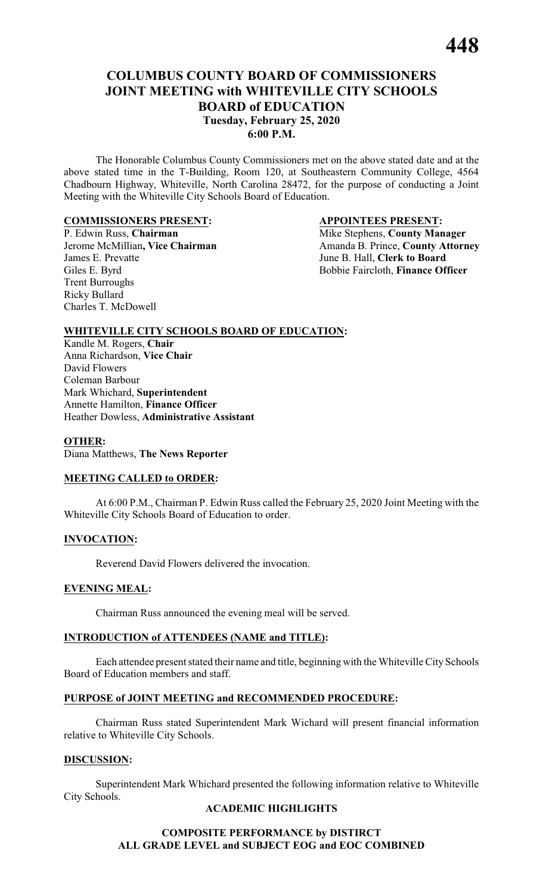# COLUMBUS COUNTY BOARD OF COMMISSIONERS JOINT MEETING with WHITEVILLE CITY SCHOOLS BOARD of EDUCATION

**Tuesday, February 25, 2020**
**6:00 P.M.**

The Honorable Columbus County Commissioners met on the above stated date and at the above stated time in the T-Building, Room 120, at Southeastern Community College, 4564 Chadbourn Highway, Whiteville, North Carolina 28472, for the purpose of conducting a Joint Meeting with the Whiteville City Schools Board of Education.

**COMMISSIONERS PRESENT:**

P. Edwin Russ, **Chairman**
Jerome McMillian**, Vice Chairman**
James E. Prevatte
Giles E. Byrd
Trent Burroughs
Ricky Bullard
Charles T. McDowell

**APPOINTEES PRESENT:**

Mike Stephens, **County Manager**
Amanda B. Prince, **County Attorney**
June B. Hall, **Clerk to Board**
Bobbie Faircloth, **Finance Officer**

**WHITEVILLE CITY SCHOOLS BOARD OF EDUCATION:**

Kandle M. Rogers, **Chair**
Anna Richardson, **Vice Chair**
David Flowers
Coleman Barbour
Mark Whichard, **Superintendent**
Annette Hamilton, **Finance Officer**
Heather Dowless, **Administrative Assistant**

**OTHER:**

Diana Matthews, **The News Reporter**

**MEETING CALLED to ORDER:**

At 6:00 P.M., Chairman P. Edwin Russ called the February 25, 2020 Joint Meeting with the Whiteville City Schools Board of Education to order.

**INVOCATION:**

Reverend David Flowers delivered the invocation.

**EVENING MEAL:**

Chairman Russ announced the evening meal will be served.

**INTRODUCTION of ATTENDEES (NAME and TITLE):**

Each attendee present stated their name and title, beginning with the Whiteville City Schools Board of Education members and staff.

**PURPOSE of JOINT MEETING and RECOMMENDED PROCEDURE:**

Chairman Russ stated Superintendent Mark Wichard will present financial information relative to Whiteville City Schools.

**DISCUSSION:**

Superintendent Mark Whichard presented the following information relative to Whiteville City Schools.

**ACADEMIC HIGHLIGHTS**

**COMPOSITE PERFORMANCE by DISTIRCT**
**ALL GRADE LEVEL and SUBJECT EOG and EOC COMBINED**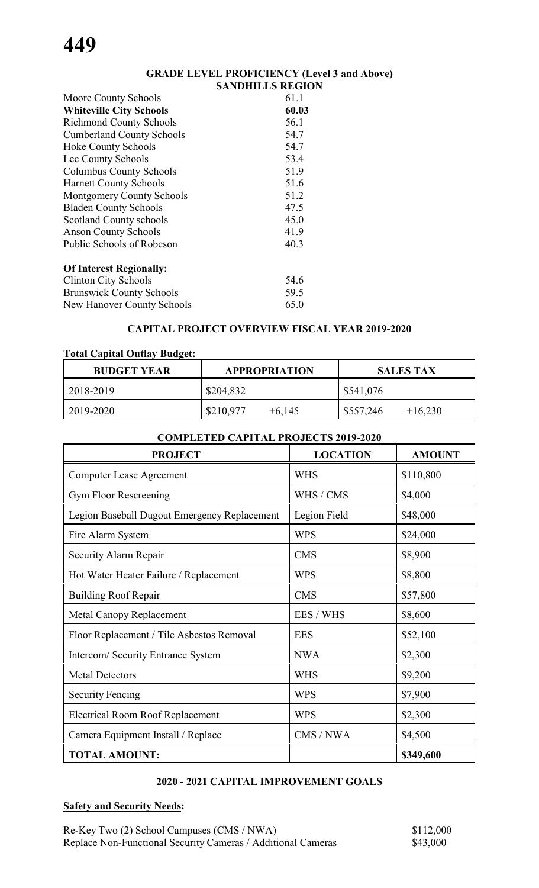## GRADE LEVEL PROFICIENCY (Level 3 and Above)

### SANDHILLS REGION

| | |
|---|---|
| Moore County Schools | 61.1 |
| **Whiteville City Schools** | **60.03** |
| Richmond County Schools | 56.1 |
| Cumberland County Schools | 54.7 |
| Hoke County Schools | 54.7 |
| Lee County Schools | 53.4 |
| Columbus County Schools | 51.9 |
| Harnett County Schools | 51.6 |
| Montgomery County Schools | 51.2 |
| Bladen County Schools | 47.5 |
| Scotland County schools | 45.0 |
| Anson County Schools | 41.9 |
| Public Schools of Robeson | 40.3 |

**Of Interest Regionally:**

| | |
|---|---|
| Clinton City Schools | 54.6 |
| Brunswick County Schools | 59.5 |
| New Hanover County Schools | 65.0 |

### CAPITAL PROJECT OVERVIEW FISCAL YEAR 2019-2020

**Total Capital Outlay Budget:**

| BUDGET YEAR | APPROPRIATION | SALES TAX |
|---|---|---|
| 2018-2019 | $204,832 | $541,076 |
| 2019-2020 | $210,977 +6,145 | $557,246 +16,230 |

### COMPLETED CAPITAL PROJECTS 2019-2020

| PROJECT | LOCATION | AMOUNT |
|---|---|---|
| Computer Lease Agreement | WHS | $110,800 |
| Gym Floor Rescreening | WHS / CMS | $4,000 |
| Legion Baseball Dugout Emergency Replacement | Legion Field | $48,000 |
| Fire Alarm System | WPS | $24,000 |
| Security Alarm Repair | CMS | $8,900 |
| Hot Water Heater Failure / Replacement | WPS | $8,800 |
| Building Roof Repair | CMS | $57,800 |
| Metal Canopy Replacement | EES / WHS | $8,600 |
| Floor Replacement / Tile Asbestos Removal | EES | $52,100 |
| Intercom/ Security Entrance System | NWA | $2,300 |
| Metal Detectors | WHS | $9,200 |
| Security Fencing | WPS | $7,900 |
| Electrical Room Roof Replacement | WPS | $2,300 |
| Camera Equipment Install / Replace | CMS / NWA | $4,500 |
| **TOTAL AMOUNT:** | | **$349,600** |

### 2020 - 2021 CAPITAL IMPROVEMENT GOALS

**Safety and Security Needs:**

| | |
|---|---|
| Re-Key Two (2) School Campuses (CMS / NWA) | $112,000 |
| Replace Non-Functional Security Cameras / Additional Cameras | $43,000 |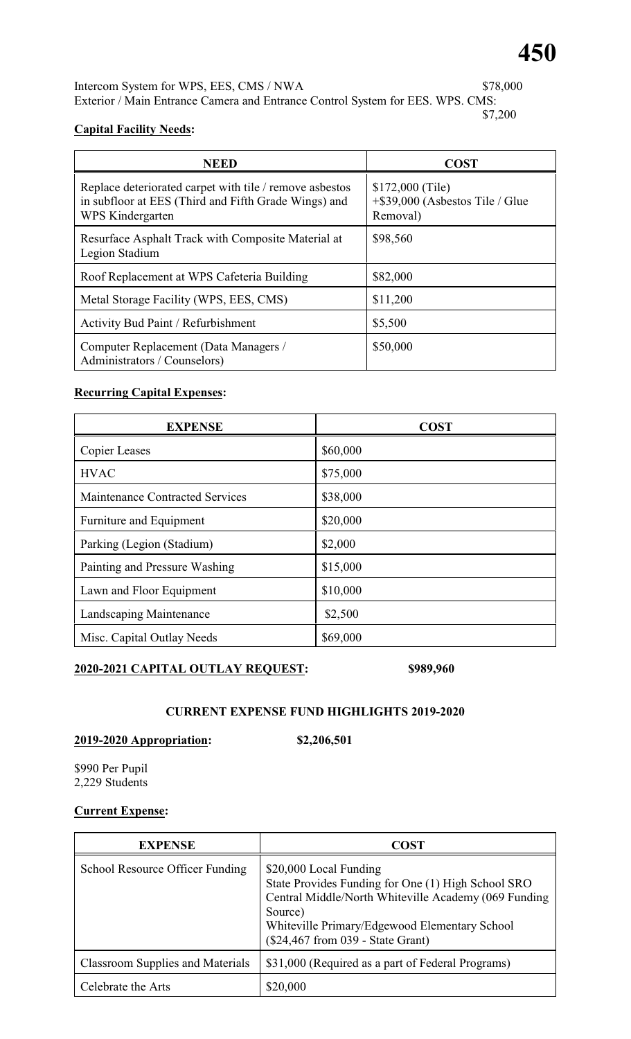Intercom System for WPS, EES, CMS / NWA $78,000
Exterior / Main Entrance Camera and Entrance Control System for EES. WPS. CMS: $7,200

**Capital Facility Needs:**

| NEED | COST |
|---|---|
| Replace deteriorated carpet with tile / remove asbestos in subfloor at EES (Third and Fifth Grade Wings) and WPS Kindergarten | $172,000 (Tile) +$39,000 (Asbestos Tile / Glue Removal) |
| Resurface Asphalt Track with Composite Material at Legion Stadium | $98,560 |
| Roof Replacement at WPS Cafeteria Building | $82,000 |
| Metal Storage Facility (WPS, EES, CMS) | $11,200 |
| Activity Bud Paint / Refurbishment | $5,500 |
| Computer Replacement (Data Managers / Administrators / Counselors) | $50,000 |

**Recurring Capital Expenses:**

| EXPENSE | COST |
|---|---|
| Copier Leases | $60,000 |
| HVAC | $75,000 |
| Maintenance Contracted Services | $38,000 |
| Furniture and Equipment | $20,000 |
| Parking (Legion (Stadium) | $2,000 |
| Painting and Pressure Washing | $15,000 |
| Lawn and Floor Equipment | $10,000 |
| Landscaping Maintenance | $2,500 |
| Misc. Capital Outlay Needs | $69,000 |

**2020-2021 CAPITAL OUTLAY REQUEST: $989,960**

**CURRENT EXPENSE FUND HIGHLIGHTS 2019-2020**

**2019-2020 Appropriation: $2,206,501**

$990 Per Pupil
2,229 Students

**Current Expense:**

| EXPENSE | COST |
|---|---|
| School Resource Officer Funding | $20,000 Local Funding<br>State Provides Funding for One (1) High School SRO<br>Central Middle/North Whiteville Academy (069 Funding Source)<br>Whiteville Primary/Edgewood Elementary School ($24,467 from 039 - State Grant) |
| Classroom Supplies and Materials | $31,000 (Required as a part of Federal Programs) |
| Celebrate the Arts | $20,000 |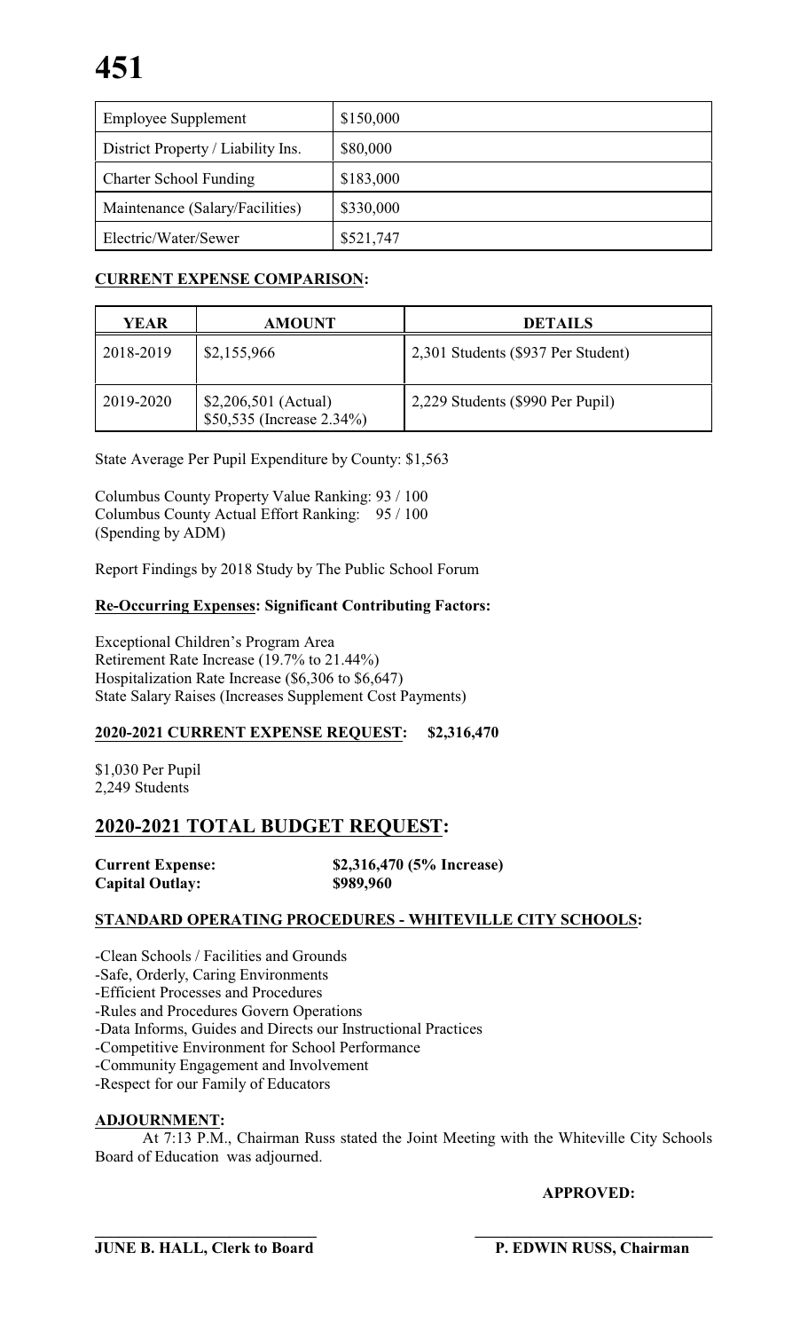| | |
|---|---|
| Employee Supplement | \$150,000 |
| District Property / Liability Ins. | \$80,000 |
| Charter School Funding | \$183,000 |
| Maintenance (Salary/Facilities) | \$330,000 |
| Electric/Water/Sewer | \$521,747 |

**CURRENT EXPENSE COMPARISON:**

| YEAR | AMOUNT | DETAILS |
|---|---|---|
| 2018-2019 | \$2,155,966 | 2,301 Students (\$937 Per Student) |
| 2019-2020 | \$2,206,501 (Actual)<br>\$50,535 (Increase 2.34%) | 2,229 Students (\$990 Per Pupil) |

State Average Per Pupil Expenditure by County: \$1,563

Columbus County Property Value Ranking: 93 / 100
Columbus County Actual Effort Ranking: 95 / 100
(Spending by ADM)

Report Findings by 2018 Study by The Public School Forum

**Re-Occurring Expenses: Significant Contributing Factors:**

Exceptional Children's Program Area
Retirement Rate Increase (19.7% to 21.44%)
Hospitalization Rate Increase (\$6,306 to \$6,647)
State Salary Raises (Increases Supplement Cost Payments)

**2020-2021 CURRENT EXPENSE REQUEST: \$2,316,470**

\$1,030 Per Pupil
2,249 Students

## 2020-2021 TOTAL BUDGET REQUEST:

**Current Expense:** **\$2,316,470 (5% Increase)**
**Capital Outlay:** **\$989,960**

**STANDARD OPERATING PROCEDURES - WHITEVILLE CITY SCHOOLS:**

-Clean Schools / Facilities and Grounds
-Safe, Orderly, Caring Environments
-Efficient Processes and Procedures
-Rules and Procedures Govern Operations
-Data Informs, Guides and Directs our Instructional Practices
-Competitive Environment for School Performance
-Community Engagement and Involvement
-Respect for our Family of Educators

**ADJOURNMENT:**

At 7:13 P.M., Chairman Russ stated the Joint Meeting with the Whiteville City Schools Board of Education was adjourned.

**APPROVED:**

**JUNE B. HALL, Clerk to Board** **P. EDWIN RUSS, Chairman**